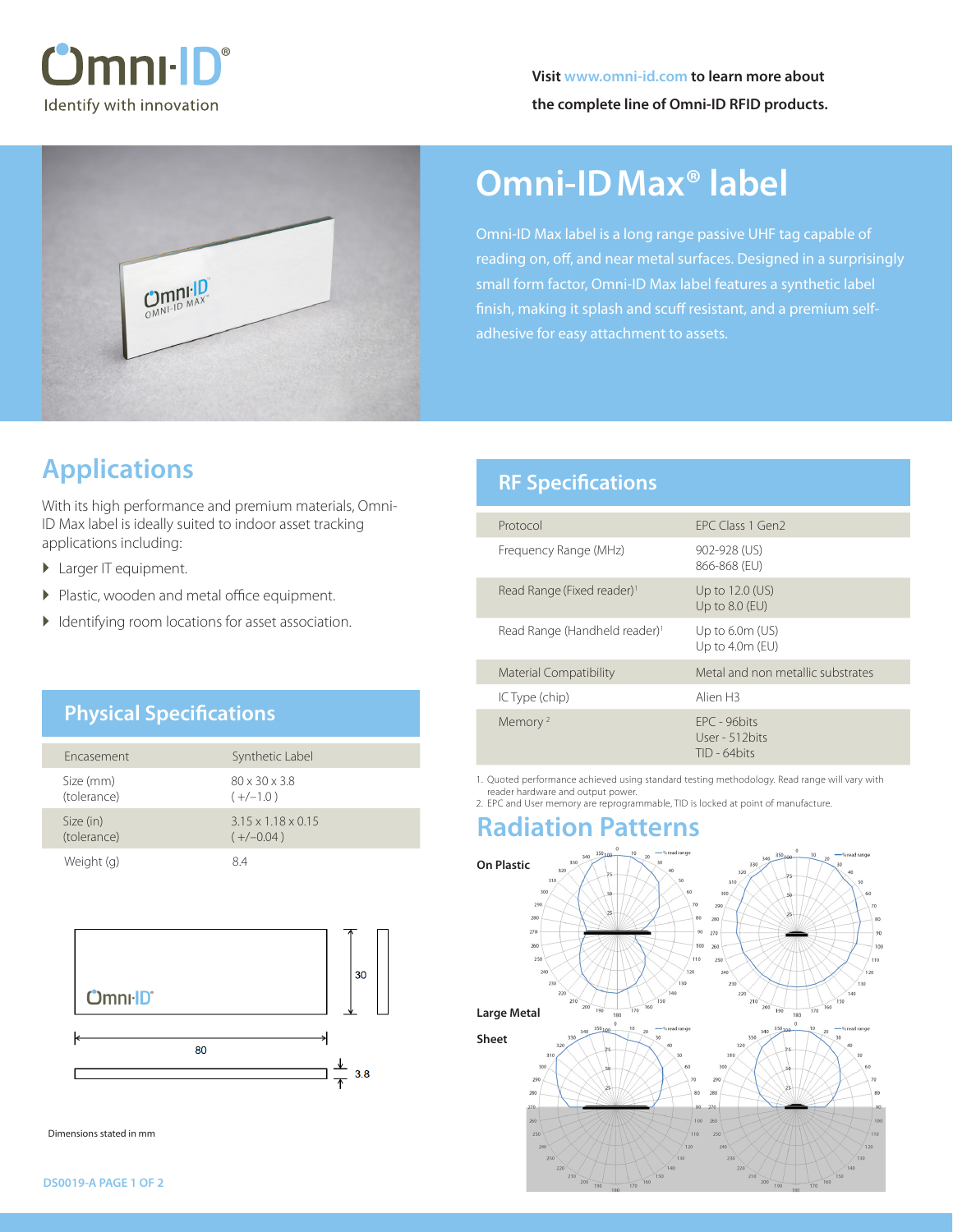Visit www.omni-id.com to learn more about the complete line of Omni-ID RFID products.

# Omni-ID Max® label

Omni-ID Max label is a long range passive UHF tag capable of reading on, off, and near metal surfaces. Designed in a surprisingly small form factor, Omni-ID Max label features a synthetic label finish, making it splash and scuff resistant, and a premium self-adhesive for easy attachment to assets.

## Applications

With its high performance and premium materials, Omni-ID Max label is ideally suited to indoor asset tracking applications including:

- Larger IT equipment.
- Plastic, wooden and metal office equipment.
- Identifying room locations for asset association.

## Physical Specifications

| | |
|---|---|
| Encasement | Synthetic Label |
| Size (mm) (tolerance) | 80 x 30 x 3.8 ( +/−1.0 ) |
| Size (in) (tolerance) | 3.15 x 1.18 x 0.15 ( +/−0.04 ) |
| Weight (g) | 8.4 |

Dimensions stated in mm

## RF Specifications

| | |
|---|---|
| Protocol | EPC Class 1 Gen2 |
| Frequency Range (MHz) | 902-928 (US)<br>866-868 (EU) |
| Read Range (Fixed reader)[1] | Up to 12.0 (US)<br>Up to 8.0 (EU) |
| Read Range (Handheld reader)[1] | Up to 6.0m (US)<br>Up to 4.0m (EU) |
| Material Compatibility | Metal and non metallic substrates |
| IC Type (chip) | Alien H3 |
| Memory [2] | EPC - 96bits<br>User - 512bits<br>TID - 64bits |

1. Quoted performance achieved using standard testing methodology. Read range will vary with reader hardware and output power.
2. EPC and User memory are reprogrammable, TID is locked at point of manufacture.

## Radiation Patterns

On Plastic

Large Metal Sheet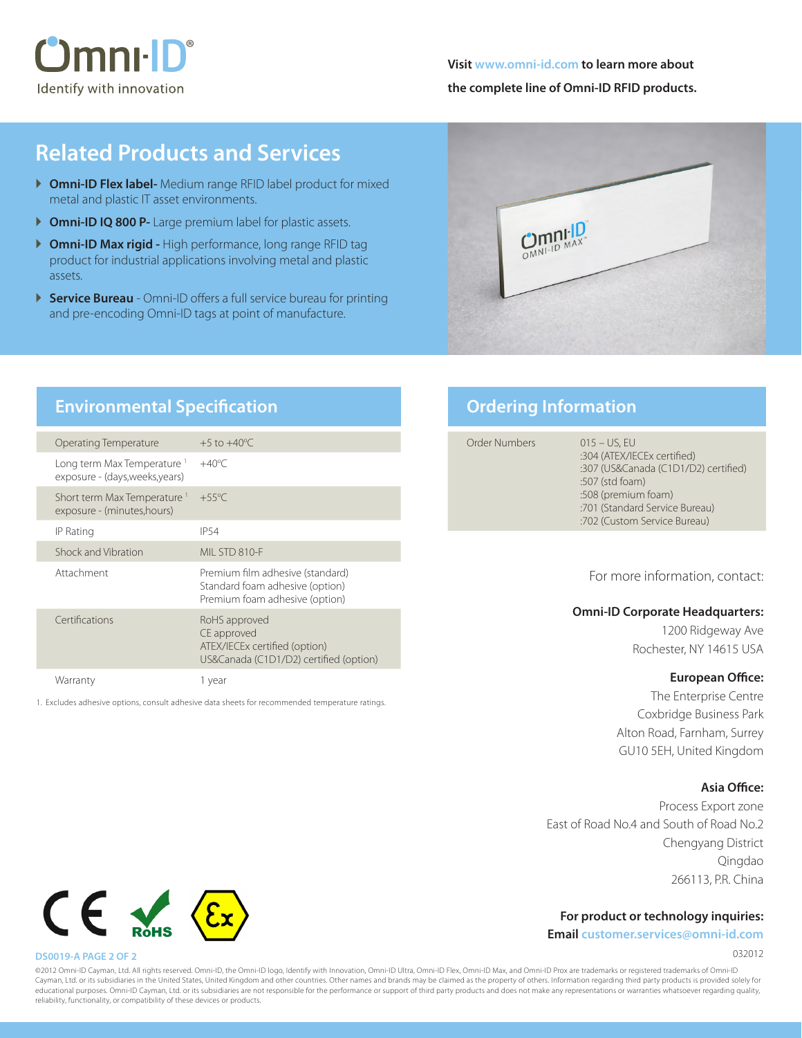Visit www.omni-id.com to learn more about the complete line of Omni-ID RFID products.

## Related Products and Services

- **Omni-ID Flex label-** Medium range RFID label product for mixed metal and plastic IT asset environments.
- **Omni-ID IQ 800 P-** Large premium label for plastic assets.
- **Omni-ID Max rigid -** High performance, long range RFID tag product for industrial applications involving metal and plastic assets.
- **Service Bureau** - Omni-ID offers a full service bureau for printing and pre-encoding Omni-ID tags at point of manufacture.

## Environmental Specification

| | |
|---|---|
| Operating Temperature | +5 to +40ºC |
| Long term Max Temperature [1] exposure - (days,weeks,years) | +40ºC |
| Short term Max Temperature [1] exposure - (minutes,hours) | +55ºC |
| IP Rating | IP54 |
| Shock and Vibration | MIL STD 810-F |
| Attachment | Premium film adhesive (standard)<br>Standard foam adhesive (option)<br>Premium foam adhesive (option) |
| Certifications | RoHS approved<br>CE approved<br>ATEX/IECEx certified (option)<br>US&Canada (C1D1/D2) certified (option) |
| Warranty | 1 year |

1. Excludes adhesive options, consult adhesive data sheets for recommended temperature ratings.

## Ordering Information

| | |
|---|---|
| Order Numbers | 015 – US, EU<br>:304 (ATEX/IECEx certified)<br>:307 (US&Canada (C1D1/D2) certified)<br>:507 (std foam)<br>:508 (premium foam)<br>:701 (Standard Service Bureau)<br>:702 (Custom Service Bureau) |

For more information, contact:

**Omni-ID Corporate Headquarters:**
1200 Ridgeway Ave
Rochester, NY 14615 USA

**European Office:**
The Enterprise Centre
Coxbridge Business Park
Alton Road, Farnham, Surrey
GU10 5EH, United Kingdom

**Asia Office:**
Process Export zone
East of Road No.4 and South of Road No.2
Chengyang District
Qingdao
266113, P.R. China

**For product or technology inquiries:**
**Email** customer.services@omni-id.com

DS0019-A

032012

©2012 Omni-ID Cayman, Ltd. All rights reserved. Omni-ID, the Omni-ID logo, Identify with Innovation, Omni-ID Ultra, Omni-ID Flex, Omni-ID Max, and Omni-ID Prox are trademarks or registered trademarks of Omni-ID Cayman, Ltd. or its subsidiaries in the United States, United Kingdom and other countries. Other names and brands may be claimed as the property of others. Information regarding third party products is provided solely for educational purposes. Omni-ID Cayman, Ltd. or its subsidiaries are not responsible for the performance or support of third party products and does not make any representations or warranties whatsoever regarding quality, reliability, functionality, or compatibility of these devices or products.